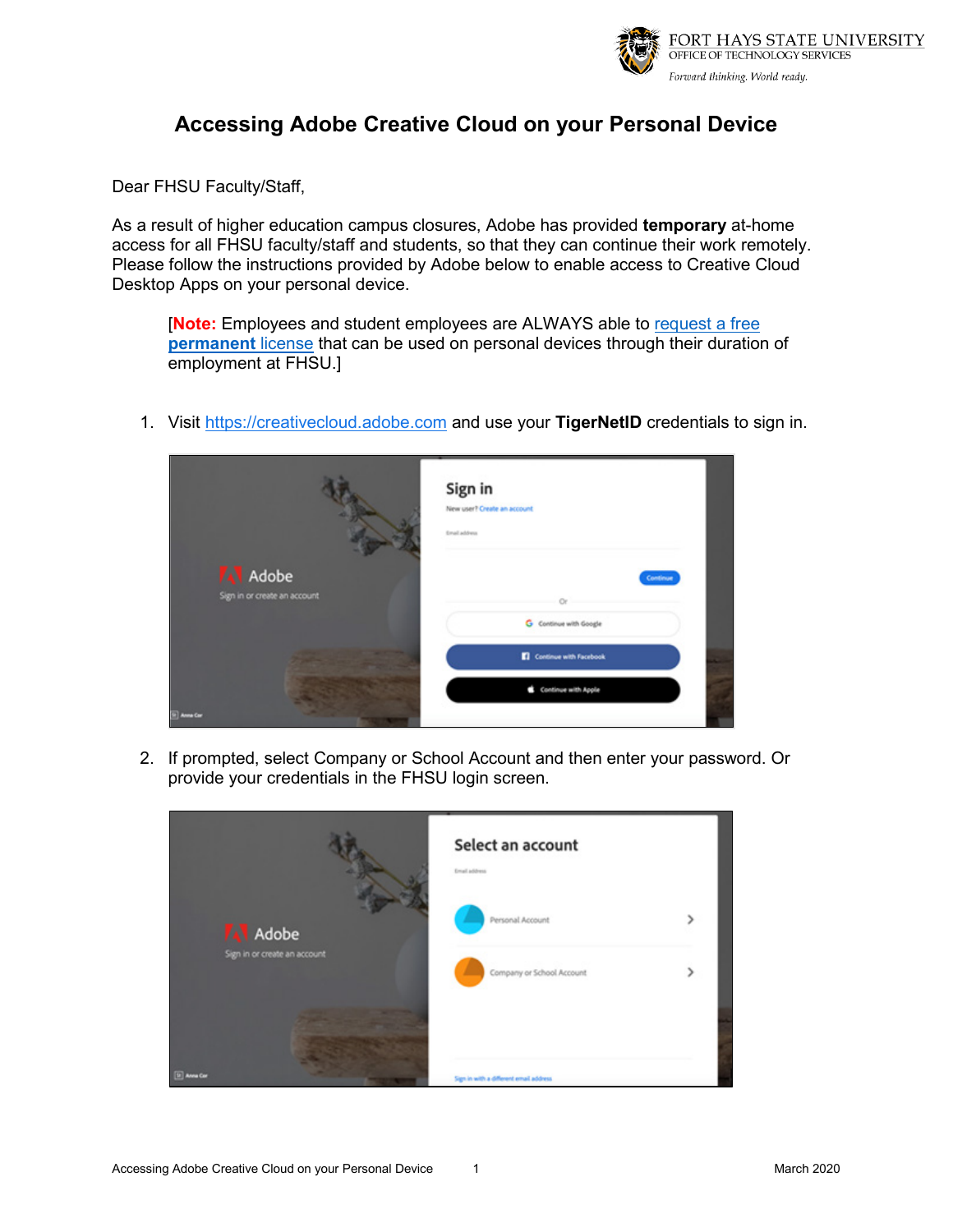# Accessing Adobe Creative Cloud on your Personal Device

Dear FHSU Faculty/Staff,

As a result of higher education campus closures, Adobe has provided **temporary** at-home access for all FHSU faculty/staff and students, so that they can continue their work remotely. Please follow the instructions provided by Adobe below to enable access to Creative Cloud Desktop Apps on your personal device.

> [**Note:** Employees and student employees are ALWAYS able to request a free **permanent** license that can be used on personal devices through their duration of employment at FHSU.]

1. Visit https://creativecloud.adobe.com and use your **TigerNetID** credentials to sign in.

2. If prompted, select Company or School Account and then enter your password. Or provide your credentials in the FHSU login screen.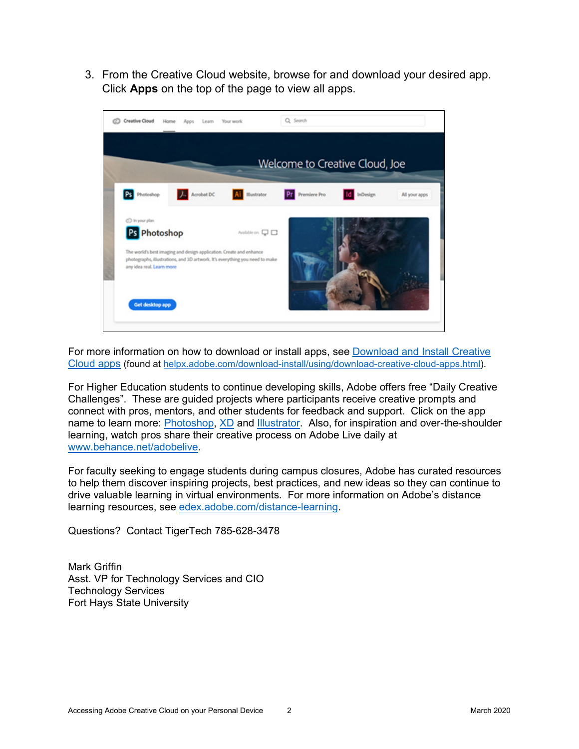3. From the Creative Cloud website, browse for and download your desired app. Click **Apps** on the top of the page to view all apps.

For more information on how to download or install apps, see [Download and Install Creative Cloud apps](helpx.adobe.com/download-install/using/download-creative-cloud-apps.html) (found at helpx.adobe.com/download-install/using/download-creative-cloud-apps.html).

For Higher Education students to continue developing skills, Adobe offers free "Daily Creative Challenges". These are guided projects where participants receive creative prompts and connect with pros, mentors, and other students for feedback and support. Click on the app name to learn more: Photoshop, XD and Illustrator. Also, for inspiration and over-the-shoulder learning, watch pros share their creative process on Adobe Live daily at [www.behance.net/adobelive](www.behance.net/adobelive).

For faculty seeking to engage students during campus closures, Adobe has curated resources to help them discover inspiring projects, best practices, and new ideas so they can continue to drive valuable learning in virtual environments. For more information on Adobe's distance learning resources, see [edex.adobe.com/distance-learning](edex.adobe.com/distance-learning).

Questions? Contact TigerTech 785-628-3478

Mark Griffin
Asst. VP for Technology Services and CIO
Technology Services
Fort Hays State University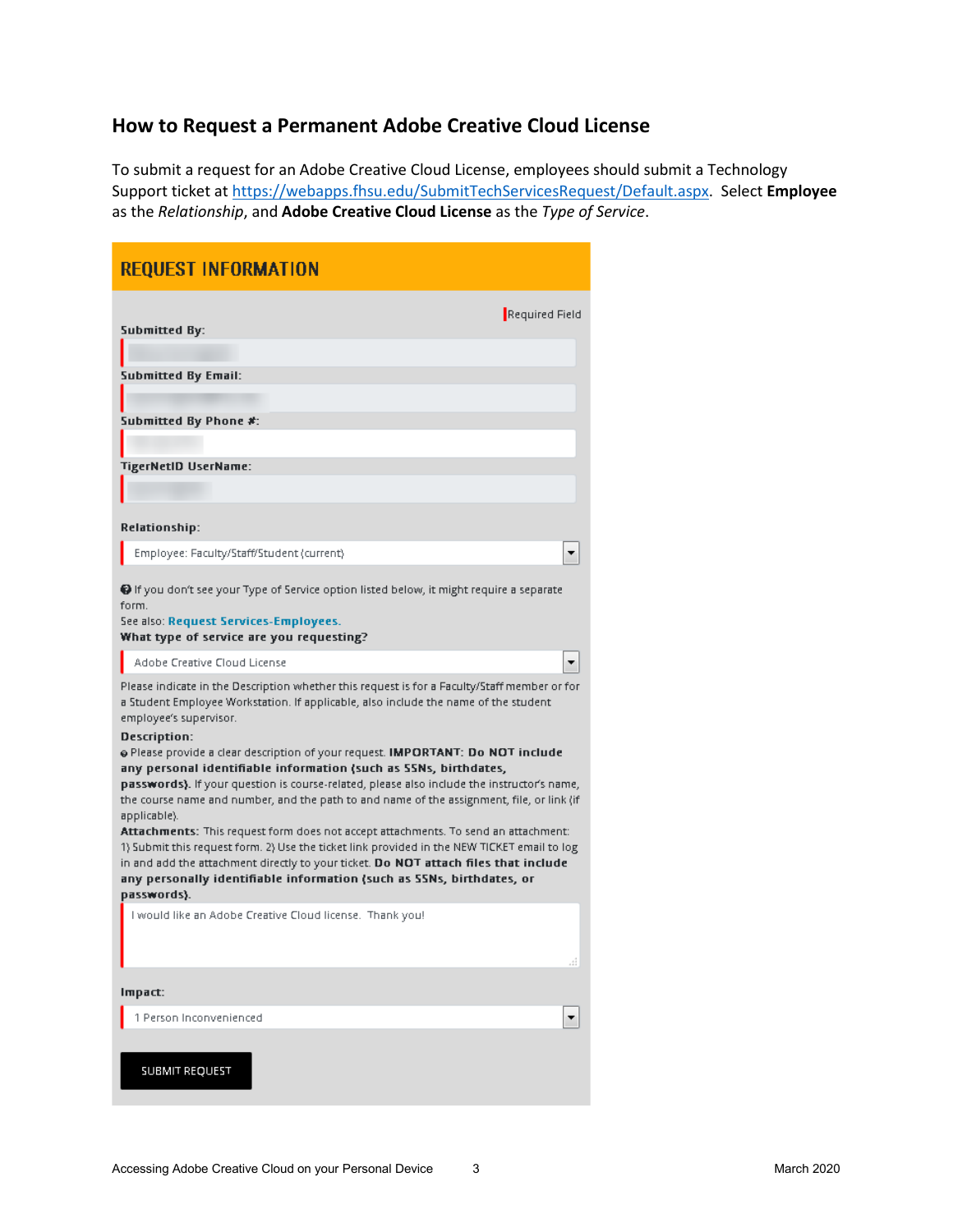## How to Request a Permanent Adobe Creative Cloud License

To submit a request for an Adobe Creative Cloud License, employees should submit a Technology Support ticket at https://webapps.fhsu.edu/SubmitTechServicesRequest/Default.aspx. Select **Employee** as the *Relationship*, and **Adobe Creative Cloud License** as the *Type of Service*.

**REQUEST INFORMATION**

Required Field

**Submitted By:**

**Submitted By Email:**

**Submitted By Phone #:**

**TigerNetID UserName:**

**Relationship:**

Employee: Faculty/Staff/Student (current)

If you don't see your Type of Service option listed below, it might require a separate form.

See also: **Request Services-Employees.**

**What type of service are you requesting?**

Adobe Creative Cloud License

Please indicate in the Description whether this request is for a Faculty/Staff member or for a Student Employee Workstation. If applicable, also include the name of the student employee's supervisor.

**Description:**

Please provide a clear description of your request. **IMPORTANT: Do NOT include any personal identifiable information (such as SSNs, birthdates, passwords).** If your question is course-related, please also include the instructor's name, the course name and number, and the path to and name of the assignment, file, or link (if applicable).

**Attachments:** This request form does not accept attachments. To send an attachment: 1) Submit this request form. 2) Use the ticket link provided in the NEW TICKET email to log in and add the attachment directly to your ticket. **Do NOT attach files that include any personally identifiable information (such as SSNs, birthdates, or passwords).**

I would like an Adobe Creative Cloud license. Thank you!

**Impact:**

1 Person Inconvenienced

SUBMIT REQUEST